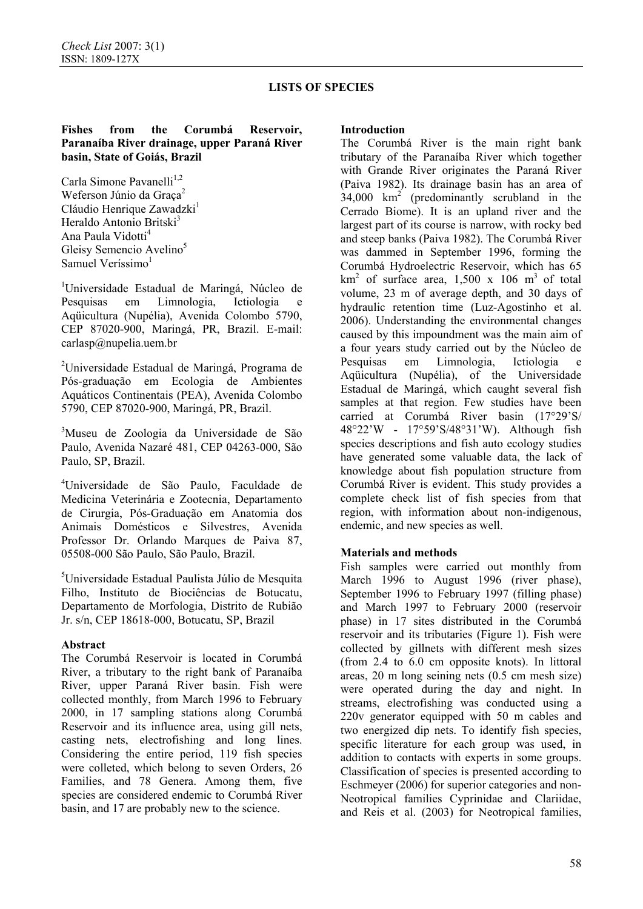**LISTS OF SPECIES**

# Fishes from the Corumbá Reservoir, Paranaíba River drainage, upper Paraná River basin, State of Goiás, Brazil

Carla Simone Pavanelli[1,2]
Weferson Júnio da Graça[2]
Cláudio Henrique Zawadzki[1]
Heraldo Antonio Britski[3]
Ana Paula Vidotti[4]
Gleisy Semencio Avelino[5]
Samuel Veríssimo[1]

[1]Universidade Estadual de Maringá, Núcleo de Pesquisas em Limnologia, Ictiologia e Aqüicultura (Nupélia), Avenida Colombo 5790, CEP 87020-900, Maringá, PR, Brazil. E-mail: carlasp@nupelia.uem.br

[2]Universidade Estadual de Maringá, Programa de Pós-graduação em Ecologia de Ambientes Aquáticos Continentais (PEA), Avenida Colombo 5790, CEP 87020-900, Maringá, PR, Brazil.

[3]Museu de Zoologia da Universidade de São Paulo, Avenida Nazaré 481, CEP 04263-000, São Paulo, SP, Brazil.

[4]Universidade de São Paulo, Faculdade de Medicina Veterinária e Zootecnia, Departamento de Cirurgia, Pós-Graduação em Anatomia dos Animais Domésticos e Silvestres, Avenida Professor Dr. Orlando Marques de Paiva 87, 05508-000 São Paulo, São Paulo, Brazil.

[5]Universidade Estadual Paulista Júlio de Mesquita Filho, Instituto de Biociências de Botucatu, Departamento de Morfologia, Distrito de Rubião Jr. s/n, CEP 18618-000, Botucatu, SP, Brazil

## Abstract

The Corumbá Reservoir is located in Corumbá River, a tributary to the right bank of Paranaíba River, upper Paraná River basin. Fish were collected monthly, from March 1996 to February 2000, in 17 sampling stations along Corumbá Reservoir and its influence area, using gill nets, casting nets, electrofishing and long lines. Considering the entire period, 119 fish species were colleted, which belong to seven Orders, 26 Families, and 78 Genera. Among them, five species are considered endemic to Corumbá River basin, and 17 are probably new to the science.

## Introduction

The Corumbá River is the main right bank tributary of the Paranaíba River which together with Grande River originates the Paraná River (Paiva 1982). Its drainage basin has an area of 34,000 km$^2$ (predominantly scrubland in the Cerrado Biome). It is an upland river and the largest part of its course is narrow, with rocky bed and steep banks (Paiva 1982). The Corumbá River was dammed in September 1996, forming the Corumbá Hydroelectric Reservoir, which has 65 km$^2$ of surface area, 1,500 x 10$^6$ m$^3$ of total volume, 23 m of average depth, and 30 days of hydraulic retention time (Luz-Agostinho et al. 2006). Understanding the environmental changes caused by this impoundment was the main aim of a four years study carried out by the Núcleo de Pesquisas em Limnologia, Ictiologia e Aqüicultura (Nupélia), of the Universidade Estadual de Maringá, which caught several fish samples at that region. Few studies have been carried at Corumbá River basin (17°29'S/ 48°22'W - 17°59'S/48°31'W). Although fish species descriptions and fish auto ecology studies have generated some valuable data, the lack of knowledge about fish population structure from Corumbá River is evident. This study provides a complete check list of fish species from that region, with information about non-indigenous, endemic, and new species as well.

## Materials and methods

Fish samples were carried out monthly from March 1996 to August 1996 (river phase), September 1996 to February 1997 (filling phase) and March 1997 to February 2000 (reservoir phase) in 17 sites distributed in the Corumbá reservoir and its tributaries (Figure 1). Fish were collected by gillnets with different mesh sizes (from 2.4 to 6.0 cm opposite knots). In littoral areas, 20 m long seining nets (0.5 cm mesh size) were operated during the day and night. In streams, electrofishing was conducted using a 220v generator equipped with 50 m cables and two energized dip nets. To identify fish species, specific literature for each group was used, in addition to contacts with experts in some groups. Classification of species is presented according to Eschmeyer (2006) for superior categories and non-Neotropical families Cyprinidae and Clariidae, and Reis et al. (2003) for Neotropical families,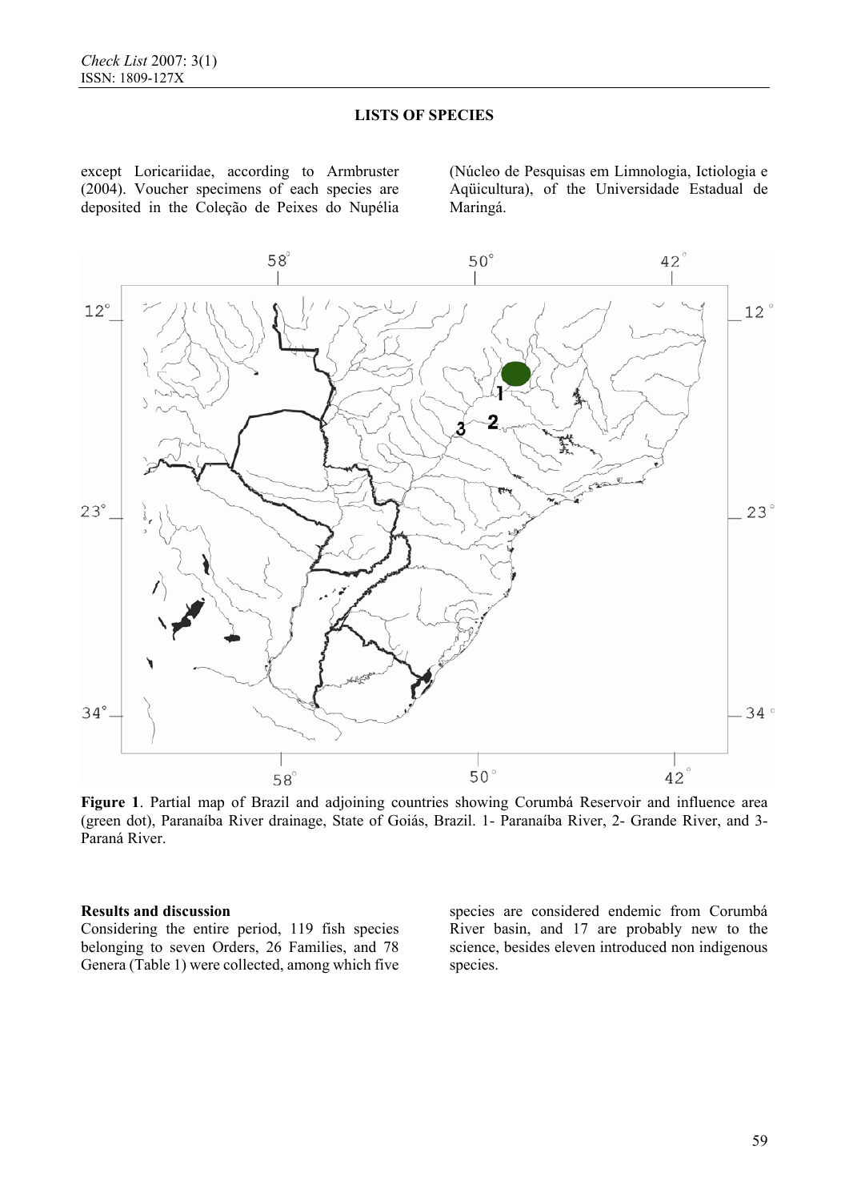except Loricariidae, according to Armbruster (2004). Voucher specimens of each species are deposited in the Coleção de Peixes do Nupélia (Núcleo de Pesquisas em Limnologia, Ictiologia e Aqüicultura), of the Universidade Estadual de Maringá.

**Figure 1**. Partial map of Brazil and adjoining countries showing Corumbá Reservoir and influence area (green dot), Paranaíba River drainage, State of Goiás, Brazil. 1- Paranaíba River, 2- Grande River, and 3- Paraná River.

**Results and discussion**

Considering the entire period, 119 fish species belonging to seven Orders, 26 Families, and 78 Genera (Table 1) were collected, among which five species are considered endemic from Corumbá River basin, and 17 are probably new to the science, besides eleven introduced non indigenous species.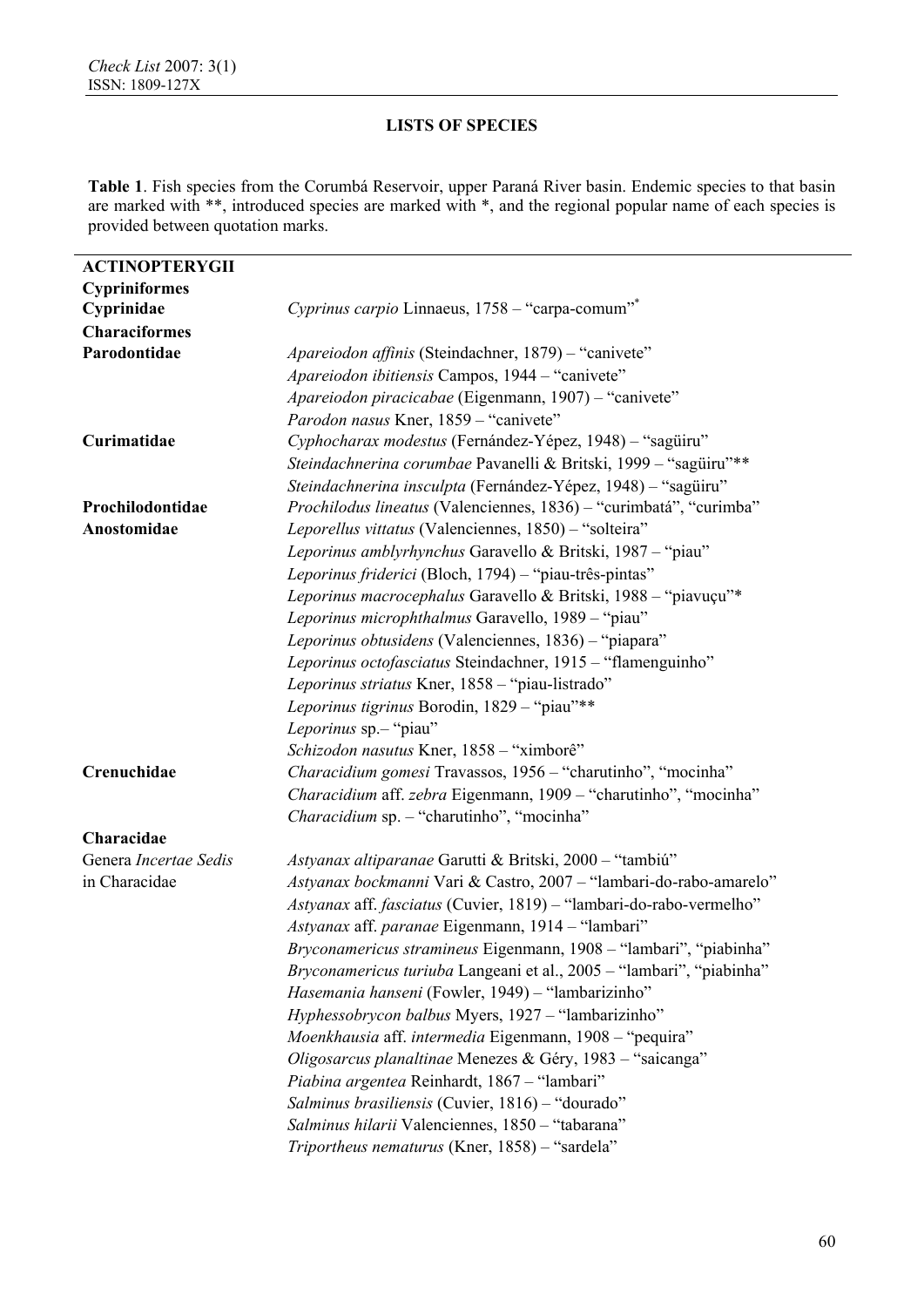## LISTS OF SPECIES

**Table 1**. Fish species from the Corumbá Reservoir, upper Paraná River basin. Endemic species to that basin are marked with **, introduced species are marked with *, and the regional popular name of each species is provided between quotation marks.

| | |
|---|---|
| **ACTINOPTERYGII** | |
| **Cypriniformes** | |
| **Cyprinidae** | *Cyprinus carpio* Linnaeus, 1758 – "carpa-comum"* |
| **Characiformes** | |
| **Parodontidae** | *Apareiodon affinis* (Steindachner, 1879) – "canivete" |
| | *Apareiodon ibitiensis* Campos, 1944 – "canivete" |
| | *Apareiodon piracicabae* (Eigenmann, 1907) – "canivete" |
| | *Parodon nasus* Kner, 1859 – "canivete" |
| **Curimatidae** | *Cyphocharax modestus* (Fernández-Yépez, 1948) – "sagüiru" |
| | *Steindachnerina corumbae* Pavanelli & Britski, 1999 – "sagüiru"** |
| | *Steindachnerina insculpta* (Fernández-Yépez, 1948) – "sagüiru" |
| **Prochilodontidae** | *Prochilodus lineatus* (Valenciennes, 1836) – "curimbatá", "curimba" |
| **Anostomidae** | *Leporellus vittatus* (Valenciennes, 1850) – "solteira" |
| | *Leporinus amblyrhynchus* Garavello & Britski, 1987 – "piau" |
| | *Leporinus friderici* (Bloch, 1794) – "piau-três-pintas" |
| | *Leporinus macrocephalus* Garavello & Britski, 1988 – "piavuçu"* |
| | *Leporinus microphthalmus* Garavello, 1989 – "piau" |
| | *Leporinus obtusidens* (Valenciennes, 1836) – "piapara" |
| | *Leporinus octofasciatus* Steindachner, 1915 – "flamenguinho" |
| | *Leporinus striatus* Kner, 1858 – "piau-listrado" |
| | *Leporinus tigrinus* Borodin, 1829 – "piau"** |
| | *Leporinus* sp.– "piau" |
| | *Schizodon nasutus* Kner, 1858 – "ximborê" |
| **Crenuchidae** | *Characidium gomesi* Travassos, 1956 – "charutinho", "mocinha" |
| | *Characidium* aff. *zebra* Eigenmann, 1909 – "charutinho", "mocinha" |
| | *Characidium* sp. – "charutinho", "mocinha" |
| **Characidae** | |
| Genera *Incertae Sedis* in Characidae | *Astyanax altiparanae* Garutti & Britski, 2000 – "tambiú" |
| | *Astyanax bockmanni* Vari & Castro, 2007 – "lambari-do-rabo-amarelo" |
| | *Astyanax* aff. *fasciatus* (Cuvier, 1819) – "lambari-do-rabo-vermelho" |
| | *Astyanax* aff. *paranae* Eigenmann, 1914 – "lambari" |
| | *Bryconamericus stramineus* Eigenmann, 1908 – "lambari", "piabinha" |
| | *Bryconamericus turiuba* Langeani et al., 2005 – "lambari", "piabinha" |
| | *Hasemania hanseni* (Fowler, 1949) – "lambarizinho" |
| | *Hyphessobrycon balbus* Myers, 1927 – "lambarizinho" |
| | *Moenkhausia* aff. *intermedia* Eigenmann, 1908 – "pequira" |
| | *Oligosarcus planaltinae* Menezes & Géry, 1983 – "saicanga" |
| | *Piabina argentea* Reinhardt, 1867 – "lambari" |
| | *Salminus brasiliensis* (Cuvier, 1816) – "dourado" |
| | *Salminus hilarii* Valenciennes, 1850 – "tabarana" |
| | *Triportheus nematurus* (Kner, 1858) – "sardela" |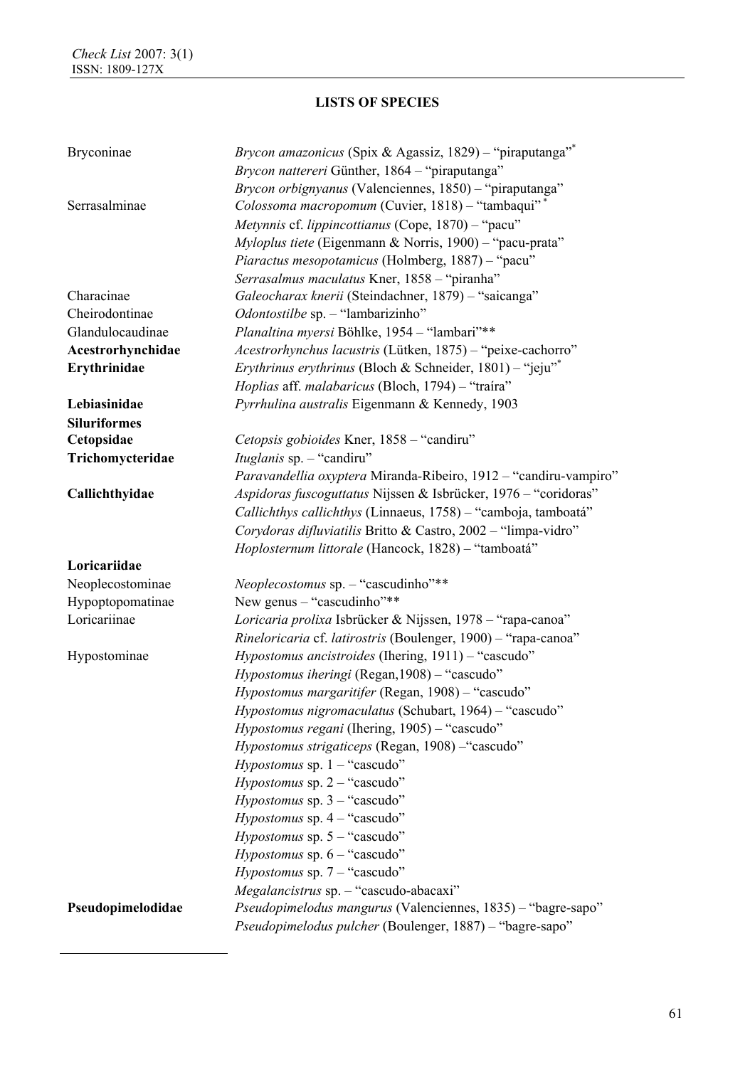**LISTS OF SPECIES**

| | |
|---|---|
| Bryconinae | *Brycon amazonicus* (Spix & Agassiz, 1829) – "piraputanga"* |
| | *Brycon nattereri* Günther, 1864 – "piraputanga" |
| | *Brycon orbignyanus* (Valenciennes, 1850) – "piraputanga" |
| Serrasalminae | *Colossoma macropomum* (Cuvier, 1818) – "tambaqui" * |
| | *Metynnis* cf. *lippincottianus* (Cope, 1870) – "pacu" |
| | *Myloplus tiete* (Eigenmann & Norris, 1900) – "pacu-prata" |
| | *Piaractus mesopotamicus* (Holmberg, 1887) – "pacu" |
| | *Serrasalmus maculatus* Kner, 1858 – "piranha" |
| Characinae | *Galeocharax knerii* (Steindachner, 1879) – "saicanga" |
| Cheirodontinae | *Odontostilbe* sp. – "lambarizinho" |
| Glandulocaudinae | *Planaltina myersi* Böhlke, 1954 – "lambari"** |
| **Acestrorhynchidae** | *Acestrorhynchus lacustris* (Lütken, 1875) – "peixe-cachorro" |
| **Erythrinidae** | *Erythrinus erythrinus* (Bloch & Schneider, 1801) – "jeju"* |
| | *Hoplias* aff. *malabaricus* (Bloch, 1794) – "traíra" |
| **Lebiasinidae** | *Pyrrhulina australis* Eigenmann & Kennedy, 1903 |
| **Siluriformes** | |
| **Cetopsidae** | *Cetopsis gobioides* Kner, 1858 – "candiru" |
| **Trichomycteridae** | *Ituglanis* sp. – "candiru" |
| | *Paravandellia oxyptera* Miranda-Ribeiro, 1912 – "candiru-vampiro" |
| **Callichthyidae** | *Aspidoras fuscoguttatus* Nijssen & Isbrücker, 1976 – "coridoras" |
| | *Callichthys callichthys* (Linnaeus, 1758) – "camboja, tamboatá" |
| | *Corydoras difluviatilis* Britto & Castro, 2002 – "limpa-vidro" |
| | *Hoplosternum littorale* (Hancock, 1828) – "tamboatá" |
| **Loricariidae** | |
| Neoplecostominae | *Neoplecostomus* sp. – "cascudinho"** |
| Hypoptopomatinae | New genus – "cascudinho"** |
| Loricariinae | *Loricaria prolixa* Isbrücker & Nijssen, 1978 – "rapa-canoa" |
| | *Rineloricaria* cf. *latirostris* (Boulenger, 1900) – "rapa-canoa" |
| Hypostominae | *Hypostomus ancistroides* (Ihering, 1911) – "cascudo" |
| | *Hypostomus iheringi* (Regan,1908) – "cascudo" |
| | *Hypostomus margaritifer* (Regan, 1908) – "cascudo" |
| | *Hypostomus nigromaculatus* (Schubart, 1964) – "cascudo" |
| | *Hypostomus regani* (Ihering, 1905) – "cascudo" |
| | *Hypostomus strigaticeps* (Regan, 1908) –"cascudo" |
| | *Hypostomus* sp. 1 – "cascudo" |
| | *Hypostomus* sp. 2 – "cascudo" |
| | *Hypostomus* sp. 3 – "cascudo" |
| | *Hypostomus* sp. 4 – "cascudo" |
| | *Hypostomus* sp. 5 – "cascudo" |
| | *Hypostomus* sp. 6 – "cascudo" |
| | *Hypostomus* sp. 7 – "cascudo" |
| | *Megalancistrus* sp. – "cascudo-abacaxi" |
| **Pseudopimelodidae** | *Pseudopimelodus mangurus* (Valenciennes, 1835) – "bagre-sapo" |
| | *Pseudopimelodus pulcher* (Boulenger, 1887) – "bagre-sapo" |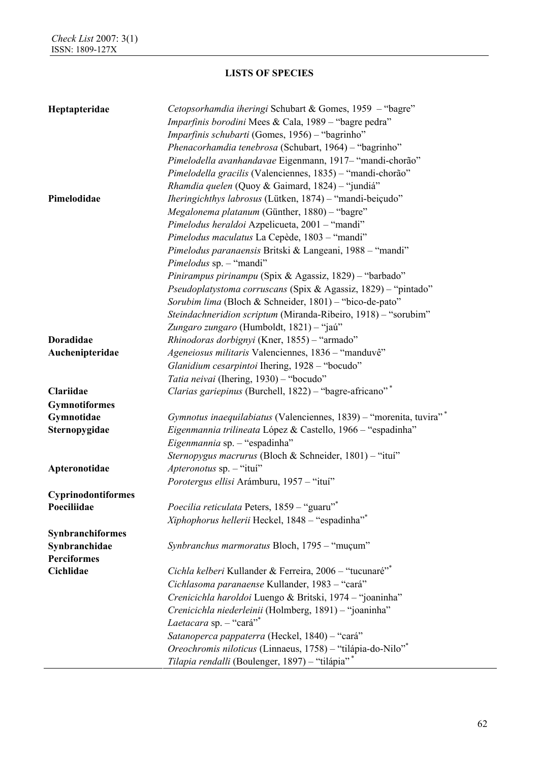## LISTS OF SPECIES

| | |
|---|---|
| **Heptapteridae** | *Cetopsorhamdia iheringi* Schubart & Gomes, 1959 – "bagre" |
| | *Imparfinis borodini* Mees & Cala, 1989 – "bagre pedra" |
| | *Imparfinis schubarti* (Gomes, 1956) – "bagrinho" |
| | *Phenacorhamdia tenebrosa* (Schubart, 1964) – "bagrinho" |
| | *Pimelodella avanhandavae* Eigenmann, 1917– "mandi-chorão" |
| | *Pimelodella gracilis* (Valenciennes, 1835) – "mandi-chorão" |
| | *Rhamdia quelen* (Quoy & Gaimard, 1824) – "jundiá" |
| **Pimelodidae** | *Iheringichthys labrosus* (Lütken, 1874) – "mandi-beiçudo" |
| | *Megalonema platanum* (Günther, 1880) – "bagre" |
| | *Pimelodus heraldoi* Azpelicueta, 2001 – "mandi" |
| | *Pimelodus maculatus* La Cepède, 1803 – "mandi" |
| | *Pimelodus paranaensis* Britski & Langeani, 1988 – "mandi" |
| | *Pimelodus* sp. – "mandi" |
| | *Pinirampus pirinampu* (Spix & Agassiz, 1829) – "barbado" |
| | *Pseudoplatystoma corruscans* (Spix & Agassiz, 1829) – "pintado" |
| | *Sorubim lima* (Bloch & Schneider, 1801) – "bico-de-pato" |
| | *Steindachneridion scriptum* (Miranda-Ribeiro, 1918) – "sorubim" |
| | *Zungaro zungaro* (Humboldt, 1821) – "jaú" |
| **Doradidae** | *Rhinodoras dorbignyi* (Kner, 1855) – "armado" |
| **Auchenipteridae** | *Ageneiosus militaris* Valenciennes, 1836 – "manduvê" |
| | *Glanidium cesarpintoi* Ihering, 1928 – "bocudo" |
| | *Tatia neivai* (Ihering, 1930) – "bocudo" |
| **Clariidae** | *Clarias gariepinus* (Burchell, 1822) – "bagre-africano" * |
| **Gymnotiformes** | |
| **Gymnotidae** | *Gymnotus inaequilabiatus* (Valenciennes, 1839) – "morenita, tuvira" * |
| **Sternopygidae** | *Eigenmannia trilineata* López & Castello, 1966 – "espadinha" |
| | *Eigenmannia* sp. – "espadinha" |
| | *Sternopygus macrurus* (Bloch & Schneider, 1801) – "ituí" |
| **Apteronotidae** | *Apteronotus* sp. – "ituí" |
| | *Porotergus ellisi* Arámburu, 1957 – "ituí" |
| **Cyprinodontiformes** | |
| **Poeciliidae** | *Poecilia reticulata* Peters, 1859 – "guaru"* |
| | *Xiphophorus hellerii* Heckel, 1848 – "espadinha"* |
| **Synbranchiformes** | |
| **Synbranchidae** | *Synbranchus marmoratus* Bloch, 1795 – "muçum" |
| **Perciformes** | |
| **Cichlidae** | *Cichla kelberi* Kullander & Ferreira, 2006 – "tucunaré"* |
| | *Cichlasoma paranaense* Kullander, 1983 – "cará" |
| | *Crenicichla haroldoi* Luengo & Britski, 1974 – "joaninha" |
| | *Crenicichla niederleinii* (Holmberg, 1891) – "joaninha" |
| | *Laetacara* sp. – "cará"* |
| | *Satanoperca pappaterra* (Heckel, 1840) – "cará" |
| | *Oreochromis niloticus* (Linnaeus, 1758) – "tilápia-do-Nilo"* |
| | *Tilapia rendalli* (Boulenger, 1897) – "tilápia" * |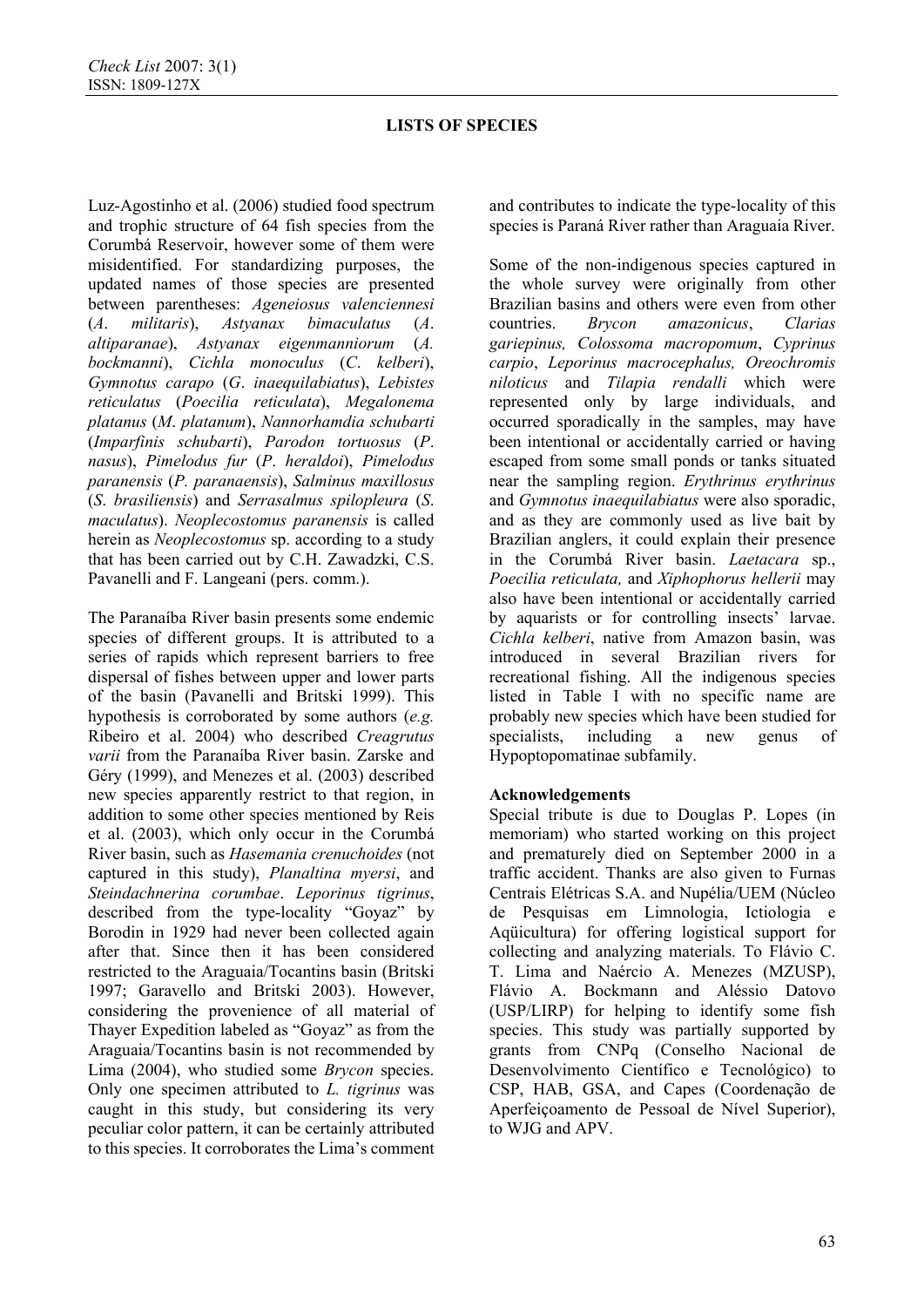Luz-Agostinho et al. (2006) studied food spectrum and trophic structure of 64 fish species from the Corumbá Reservoir, however some of them were misidentified. For standardizing purposes, the updated names of those species are presented between parentheses: *Ageneiosus valenciennesi* (*A. militaris*), *Astyanax bimaculatus* (*A. altiparanae*), *Astyanax eigenmanniorum* (*A. bockmanni*), *Cichla monoculus* (*C. kelberi*), *Gymnotus carapo* (*G. inaequilabiatus*), *Lebistes reticulatus* (*Poecilia reticulata*), *Megalonema platanus* (*M. platanum*), *Nannorhamdia schubarti* (*Imparfinis schubarti*), *Parodon tortuosus* (*P. nasus*), *Pimelodus fur* (*P. heraldoi*), *Pimelodus paranensis* (*P. paranaensis*), *Salminus maxillosus* (*S. brasiliensis*) and *Serrasalmus spilopleura* (*S. maculatus*). *Neoplecostomus paranensis* is called herein as *Neoplecostomus* sp. according to a study that has been carried out by C.H. Zawadzki, C.S. Pavanelli and F. Langeani (pers. comm.).

The Paranaíba River basin presents some endemic species of different groups. It is attributed to a series of rapids which represent barriers to free dispersal of fishes between upper and lower parts of the basin (Pavanelli and Britski 1999). This hypothesis is corroborated by some authors (*e.g.* Ribeiro et al. 2004) who described *Creagrutus varii* from the Paranaíba River basin. Zarske and Géry (1999), and Menezes et al. (2003) described new species apparently restrict to that region, in addition to some other species mentioned by Reis et al. (2003), which only occur in the Corumbá River basin, such as *Hasemania crenuchoides* (not captured in this study), *Planaltina myersi*, and *Steindachnerina corumbae*. *Leporinus tigrinus*, described from the type-locality "Goyaz" by Borodin in 1929 had never been collected again after that. Since then it has been considered restricted to the Araguaia/Tocantins basin (Britski 1997; Garavello and Britski 2003). However, considering the provenience of all material of Thayer Expedition labeled as "Goyaz" as from the Araguaia/Tocantins basin is not recommended by Lima (2004), who studied some *Brycon* species. Only one specimen attributed to *L. tigrinus* was caught in this study, but considering its very peculiar color pattern, it can be certainly attributed to this species. It corroborates the Lima's comment and contributes to indicate the type-locality of this species is Paraná River rather than Araguaia River.

Some of the non-indigenous species captured in the whole survey were originally from other Brazilian basins and others were even from other countries. *Brycon amazonicus*, *Clarias gariepinus, Colossoma macropomum*, *Cyprinus carpio*, *Leporinus macrocephalus, Oreochromis niloticus* and *Tilapia rendalli* which were represented only by large individuals, and occurred sporadically in the samples, may have been intentional or accidentally carried or having escaped from some small ponds or tanks situated near the sampling region. *Erythrinus erythrinus* and *Gymnotus inaequilabiatus* were also sporadic, and as they are commonly used as live bait by Brazilian anglers, it could explain their presence in the Corumbá River basin. *Laetacara* sp., *Poecilia reticulata,* and *Xiphophorus hellerii* may also have been intentional or accidentally carried by aquarists or for controlling insects' larvae. *Cichla kelberi*, native from Amazon basin, was introduced in several Brazilian rivers for recreational fishing. All the indigenous species listed in Table I with no specific name are probably new species which have been studied for specialists, including a new genus of Hypoptopomatinae subfamily.

**Acknowledgements**

Special tribute is due to Douglas P. Lopes (in memoriam) who started working on this project and prematurely died on September 2000 in a traffic accident. Thanks are also given to Furnas Centrais Elétricas S.A. and Nupélia/UEM (Núcleo de Pesquisas em Limnologia, Ictiologia e Aqüicultura) for offering logistical support for collecting and analyzing materials. To Flávio C. T. Lima and Naércio A. Menezes (MZUSP), Flávio A. Bockmann and Aléssio Datovo (USP/LIRP) for helping to identify some fish species. This study was partially supported by grants from CNPq (Conselho Nacional de Desenvolvimento Científico e Tecnológico) to CSP, HAB, GSA, and Capes (Coordenação de Aperfeiçoamento de Pessoal de Nível Superior), to WJG and APV.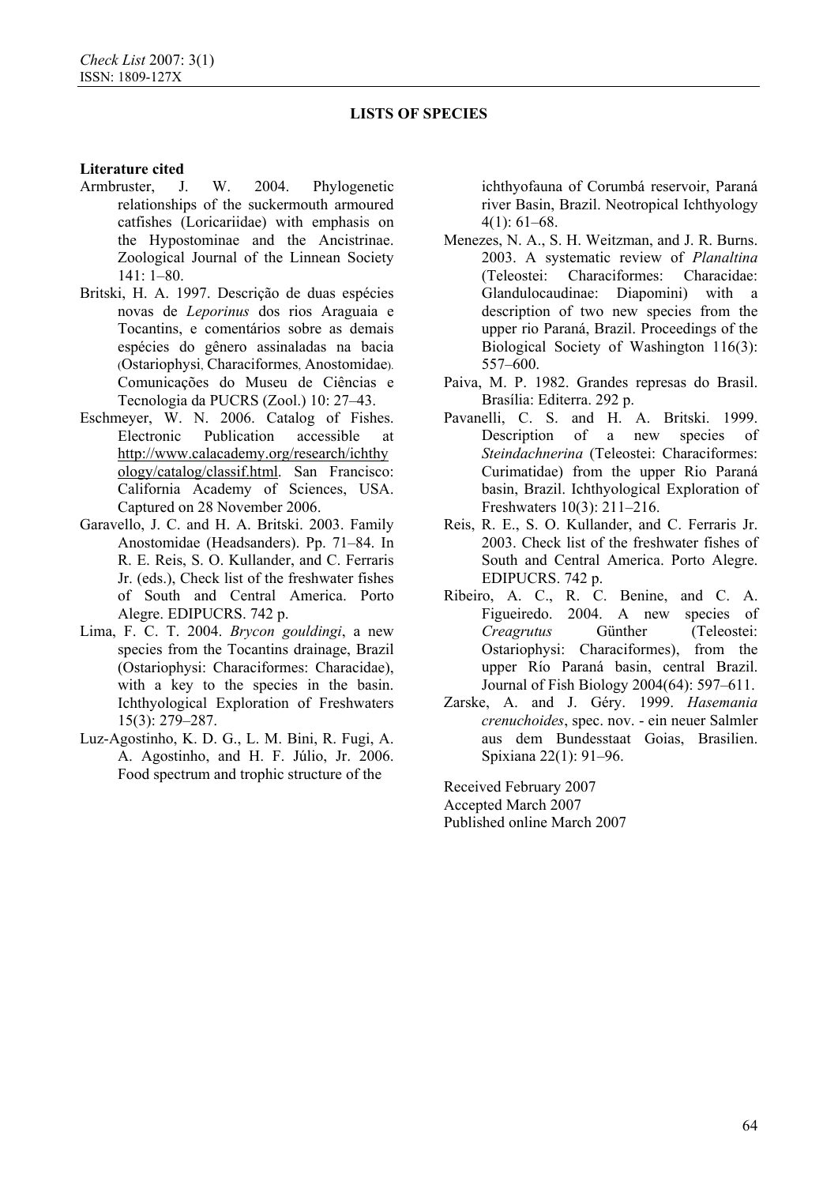**Literature cited**

Armbruster, J. W. 2004. Phylogenetic relationships of the suckermouth armoured catfishes (Loricariidae) with emphasis on the Hypostominae and the Ancistrinae. Zoological Journal of the Linnean Society 141: 1–80.

Britski, H. A. 1997. Descrição de duas espécies novas de *Leporinus* dos rios Araguaia e Tocantins, e comentários sobre as demais espécies do gênero assinaladas na bacia (Ostariophysi, Characiformes, Anostomidae). Comunicações do Museu de Ciências e Tecnologia da PUCRS (Zool.) 10: 27–43.

Eschmeyer, W. N. 2006. Catalog of Fishes. Electronic Publication accessible at http://www.calacademy.org/research/ichthyology/catalog/classif.html. San Francisco: California Academy of Sciences, USA. Captured on 28 November 2006.

Garavello, J. C. and H. A. Britski. 2003. Family Anostomidae (Headsanders). Pp. 71–84. In R. E. Reis, S. O. Kullander, and C. Ferraris Jr. (eds.), Check list of the freshwater fishes of South and Central America. Porto Alegre. EDIPUCRS. 742 p.

Lima, F. C. T. 2004. *Brycon gouldingi*, a new species from the Tocantins drainage, Brazil (Ostariophysi: Characiformes: Characidae), with a key to the species in the basin. Ichthyological Exploration of Freshwaters 15(3): 279–287.

Luz-Agostinho, K. D. G., L. M. Bini, R. Fugi, A. A. Agostinho, and H. F. Júlio, Jr. 2006. Food spectrum and trophic structure of the ichthyofauna of Corumbá reservoir, Paraná river Basin, Brazil. Neotropical Ichthyology 4(1): 61–68.

Menezes, N. A., S. H. Weitzman, and J. R. Burns. 2003. A systematic review of *Planaltina* (Teleostei: Characiformes: Characidae: Glandulocaudinae: Diapomini) with a description of two new species from the upper rio Paraná, Brazil. Proceedings of the Biological Society of Washington 116(3): 557–600.

Paiva, M. P. 1982. Grandes represas do Brasil. Brasília: Editerra. 292 p.

Pavanelli, C. S. and H. A. Britski. 1999. Description of a new species of *Steindachnerina* (Teleostei: Characiformes: Curimatidae) from the upper Rio Paraná basin, Brazil. Ichthyological Exploration of Freshwaters 10(3): 211–216.

Reis, R. E., S. O. Kullander, and C. Ferraris Jr. 2003. Check list of the freshwater fishes of South and Central America. Porto Alegre. EDIPUCRS. 742 p.

Ribeiro, A. C., R. C. Benine, and C. A. Figueiredo. 2004. A new species of *Creagrutus* Günther (Teleostei: Ostariophysi: Characiformes), from the upper Río Paraná basin, central Brazil. Journal of Fish Biology 2004(64): 597–611.

Zarske, A. and J. Géry. 1999. *Hasemania crenuchoides*, spec. nov. - ein neuer Salmler aus dem Bundesstaat Goias, Brasilien. Spixiana 22(1): 91–96.

Received February 2007
Accepted March 2007
Published online March 2007